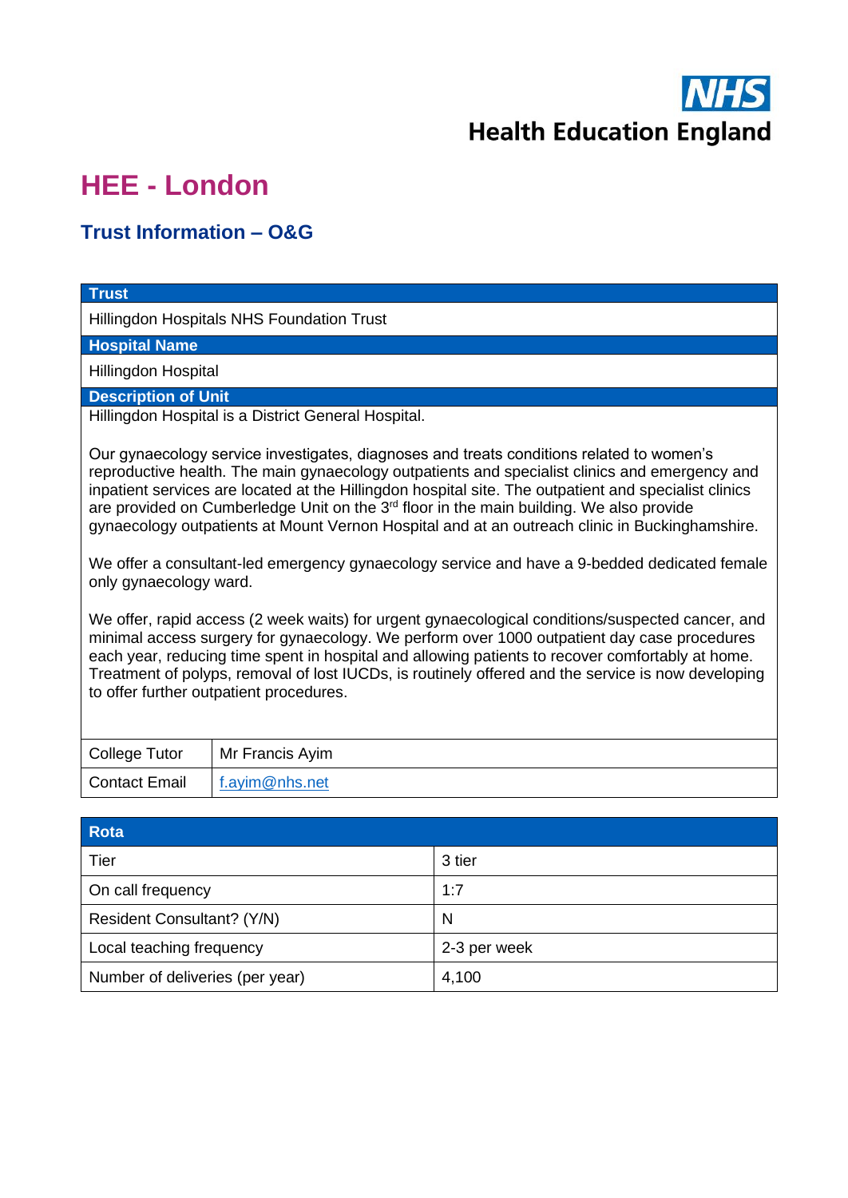NHS
Health Education England

# HEE - London

## Trust Information – O&G

| Trust |
|---|
| Hillingdon Hospitals NHS Foundation Trust |
| **Hospital Name** |
| Hillingdon Hospital |
| **Description of Unit** |
| Hillingdon Hospital is a District General Hospital.<br><br>Our gynaecology service investigates, diagnoses and treats conditions related to women's reproductive health. The main gynaecology outpatients and specialist clinics and emergency and inpatient services are located at the Hillingdon hospital site. The outpatient and specialist clinics are provided on Cumberledge Unit on the 3rd floor in the main building. We also provide gynaecology outpatients at Mount Vernon Hospital and at an outreach clinic in Buckinghamshire.<br><br>We offer a consultant-led emergency gynaecology service and have a 9-bedded dedicated female only gynaecology ward.<br><br>We offer, rapid access (2 week waits) for urgent gynaecological conditions/suspected cancer, and minimal access surgery for gynaecology. We perform over 1000 outpatient day case procedures each year, reducing time spent in hospital and allowing patients to recover comfortably at home. Treatment of polyps, removal of lost IUCDs, is routinely offered and the service is now developing to offer further outpatient procedures. |

| | |
|---|---|
| College Tutor | Mr Francis Ayim |
| Contact Email | f.ayim@nhs.net |

| Rota | |
|---|---|
| Tier | 3 tier |
| On call frequency | 1:7 |
| Resident Consultant? (Y/N) | N |
| Local teaching frequency | 2-3 per week |
| Number of deliveries (per year) | 4,100 |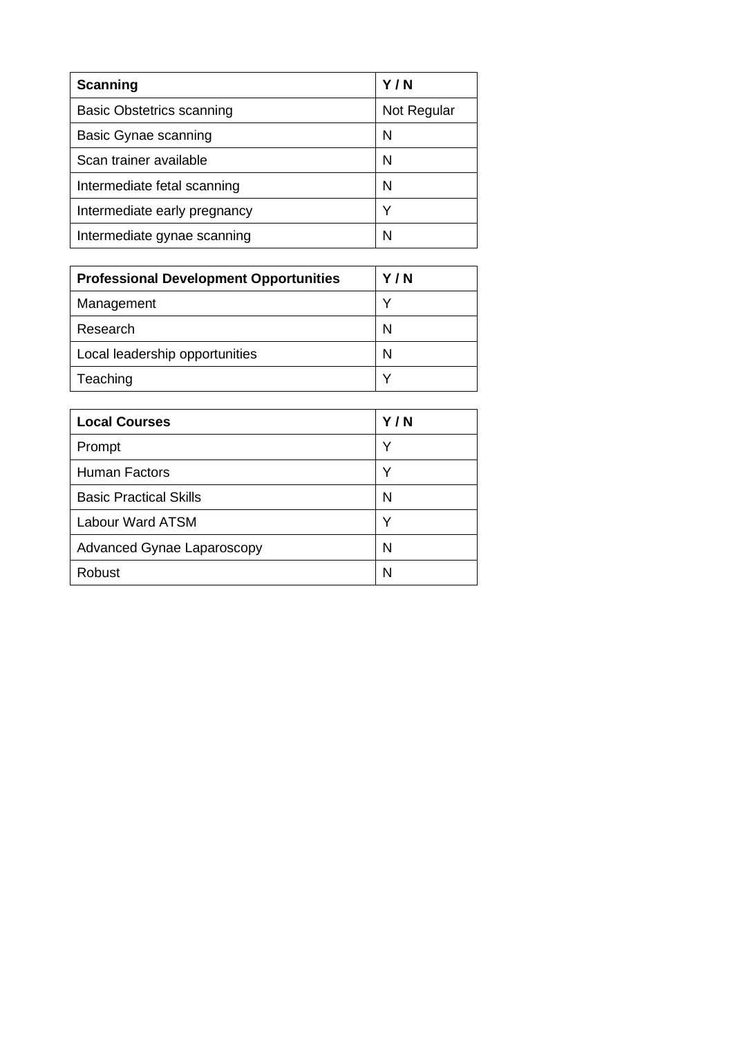| **Scanning** | **Y / N** |
|---|---|
| Basic Obstetrics scanning | Not Regular |
| Basic Gynae scanning | N |
| Scan trainer available | N |
| Intermediate fetal scanning | N |
| Intermediate early pregnancy | Y |
| Intermediate gynae scanning | N |

| **Professional Development Opportunities** | **Y / N** |
|---|---|
| Management | Y |
| Research | N |
| Local leadership opportunities | N |
| Teaching | Y |

| **Local Courses** | **Y / N** |
|---|---|
| Prompt | Y |
| Human Factors | Y |
| Basic Practical Skills | N |
| Labour Ward ATSM | Y |
| Advanced Gynae Laparoscopy | N |
| Robust | N |